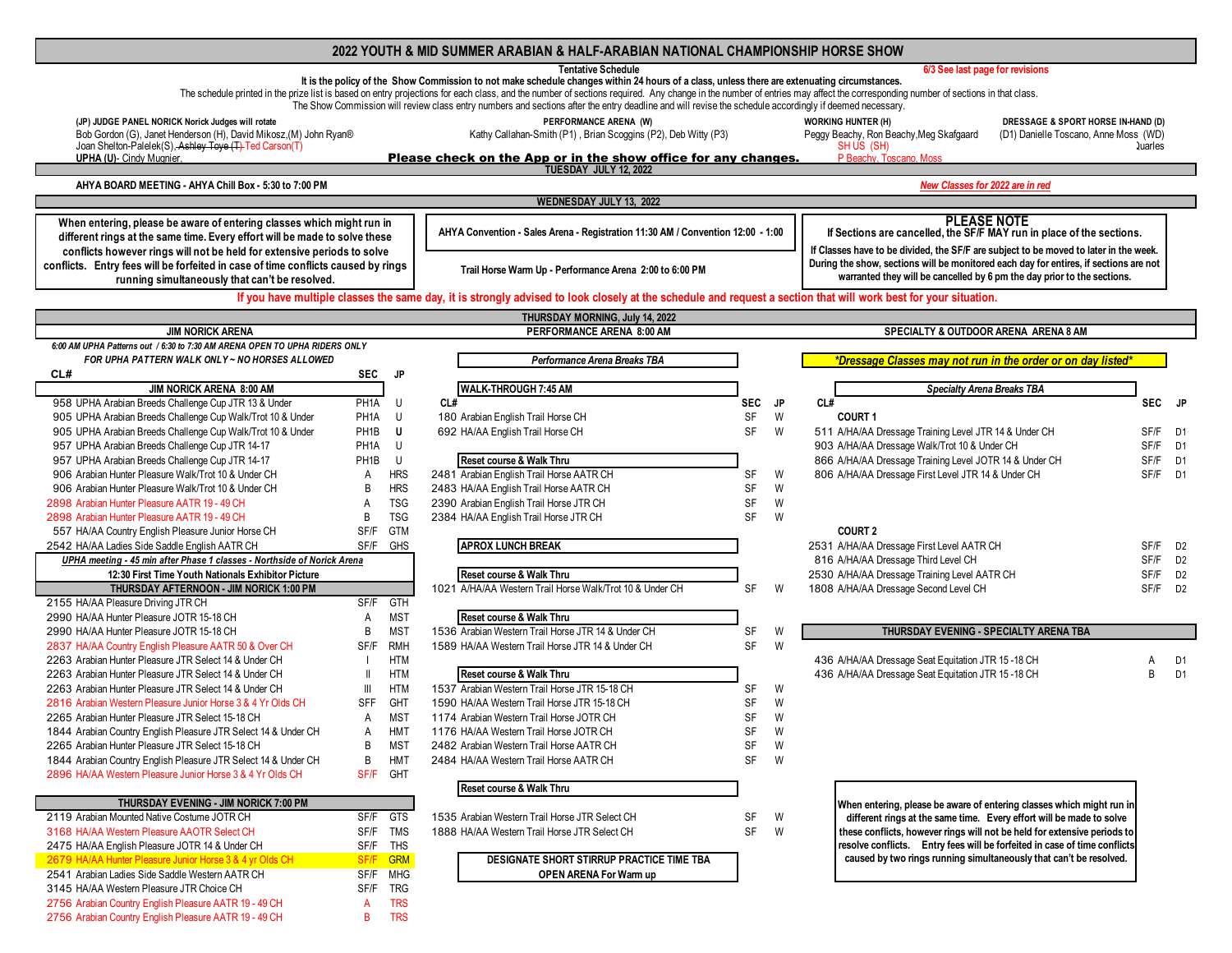# 2022 YOUTH & MID SUMMER ARABIAN & HALF-ARABIAN NATIONAL CHAMPIONSHIP HORSE SHOW

**Tentative Schedule** — 6/3 See last page for revisions

**It is the policy of the Show Commission to not make schedule changes within 24 hours of a class, unless there are extenuating circumstances.**

The schedule printed in the prize list is based on entry projections for each class, and the number of sections required. Any change in the number of entries may affect the corresponding number of sections in that class. The Show Commission will review class entry numbers and sections after the entry deadline and will revise the schedule accordingly if deemed necessary.

**(JP) JUDGE PANEL NORICK Norick Judges will rotate**
Bob Gordon (G), Janet Henderson (H), David Mikosz,(M) John Ryan®
Joan Shelton-Palelek(S), ~~Ashley Toye (T)~~ Ted Carson(T)
**UPHA (U)**- Cindy Mugnier,

**PERFORMANCE ARENA (W)**
Kathy Callahan-Smith (P1), Brian Scoggins (P2), Deb Witty (P3)

**WORKING HUNTER (H)**
Peggy Beachy, Ron Beachy, Meg Skafgaard
SH US (SH)
P Beachy, Toscano, Moss

**DRESSAGE & SPORT HORSE IN-HAND (D)**
(D1) Danielle Toscano, Anne Moss (WD)
Quarles

**Please check on the App or in the show office for any changes.**

## TUESDAY JULY 12, 2022

**AHYA BOARD MEETING - AHYA Chill Box - 5:30 to 7:00 PM**

*New Classes for 2022 are in red*

## WEDNESDAY JULY 13, 2022

**When entering, please be aware of entering classes which might run in different rings at the same time. Every effort will be made to solve these conflicts however rings will not be held for extensive periods to solve conflicts. Entry fees will be forfeited in case of time conflicts caused by rings running simultaneously that can't be resolved.**

**AHYA Convention - Sales Arena - Registration 11:30 AM / Convention 12:00 - 1:00**

**Trail Horse Warm Up - Performance Arena 2:00 to 6:00 PM**

**PLEASE NOTE**
**If Sections are cancelled, the SF/F MAY run in place of the sections.**
**If Classes have to be divided, the SF/F are subject to be moved to later in the week. During the show, sections will be monitored each day for entires, if sections are not warranted they will be cancelled by 6 pm the day prior to the sections.**

**If you have multiple classes the same day, it is strongly advised to look closely at the schedule and request a section that will work best for your situation.**

## THURSDAY MORNING, July 14, 2022

### JIM NORICK ARENA

*6:00 AM UPHA Patterns out / 6:30 to 7:30 AM ARENA OPEN TO UPHA RIDERS ONLY*
*FOR UPHA PATTERN WALK ONLY ~ NO HORSES ALLOWED*

| CL# | Class | SEC | JP |
|---|---|---|---|
| | **JIM NORICK ARENA 8:00 AM** | | |
| 958 | UPHA Arabian Breeds Challenge Cup JTR 13 & Under | PH1A | U |
| 905 | UPHA Arabian Breeds Challenge Cup Walk/Trot 10 & Under | PH1A | U |
| 905 | UPHA Arabian Breeds Challenge Cup Walk/Trot 10 & Under | PH1B | U |
| 957 | UPHA Arabian Breeds Challenge Cup JTR 14-17 | PH1A | U |
| 957 | UPHA Arabian Breeds Challenge Cup JTR 14-17 | PH1B | U |
| 906 | Arabian Hunter Pleasure Walk/Trot 10 & Under CH | A | HRS |
| 906 | Arabian Hunter Pleasure Walk/Trot 10 & Under CH | B | HRS |
| 2898 | Arabian Hunter Pleasure AATR 19 - 49 CH | A | TSG |
| 2898 | Arabian Hunter Pleasure AATR 19 - 49 CH | B | TSG |
| 557 | HA/AA Country English Pleasure Junior Horse CH | SF/F | GTM |
| 2542 | HA/AA Ladies Side Saddle English AATR CH | SF/F | GHS |
| | *UPHA meeting - 45 min after Phase 1 classes - Northside of Norick Arena* | | |
| | **12:30 First Time Youth Nationals Exhibitor Picture** | | |
| | **THURSDAY AFTERNOON - JIM NORICK 1:00 PM** | | |
| 2155 | HA/AA Pleasure Driving JTR CH | SF/F | GTH |
| 2990 | HA/AA Hunter Pleasure JOTR 15-18 CH | A | MST |
| 2990 | HA/AA Hunter Pleasure JOTR 15-18 CH | B | MST |
| 2837 | HA/AA Country English Pleasure AATR 50 & Over CH | SF/F | RMH |
| 2263 | Arabian Hunter Pleasure JTR Select 14 & Under CH | I | HTM |
| 2263 | Arabian Hunter Pleasure JTR Select 14 & Under CH | II | HTM |
| 2263 | Arabian Hunter Pleasure JTR Select 14 & Under CH | III | HTM |
| 2816 | Arabian Western Pleasure Junior Horse 3 & 4 Yr Olds CH | SFF | GHT |
| 2265 | Arabian Hunter Pleasure JTR Select 15-18 CH | A | MST |
| 1844 | Arabian Country English Pleasure JTR Select 14 & Under CH | A | HMT |
| 2265 | Arabian Hunter Pleasure JTR Select 15-18 CH | B | MST |
| 1844 | Arabian Country English Pleasure JTR Select 14 & Under CH | B | HMT |
| 2896 | HA/AA Western Pleasure Junior Horse 3 & 4 Yr Olds CH | SF/F | GHT |
| | **THURSDAY EVENING - JIM NORICK 7:00 PM** | | |
| 2119 | Arabian Mounted Native Costume JOTR CH | SF/F | GTS |
| 3168 | HA/AA Western Pleasure AAOTR Select CH | SF/F | TMS |
| 2475 | HA/AA English Pleasure JOTR 14 & Under CH | SF/F | THS |
| 2679 | HA/AA Hunter Pleasure Junior Horse 3 & 4 yr Olds CH | SF/F | GRM |
| 2541 | Arabian Ladies Side Saddle Western AATR CH | SF/F | MHG |
| 3145 | HA/AA Western Pleasure JTR Choice CH | SF/F | TRG |
| 2756 | Arabian Country English Pleasure AATR 19 - 49 CH | A | TRS |
| 2756 | Arabian Country English Pleasure AATR 19 - 49 CH | B | TRS |

### PERFORMANCE ARENA 8:00 AM

**Performance Arena Breaks TBA**

| CL# | Class | SEC | JP |
|---|---|---|---|
| | **WALK-THROUGH 7:45 AM** | | |
| 180 | Arabian English Trail Horse CH | SF | W |
| 692 | HA/AA English Trail Horse CH | SF | W |
| | **Reset course & Walk Thru** | | |
| 2481 | Arabian English Trail Horse AATR CH | SF | W |
| 2483 | HA/AA English Trail Horse AATR CH | SF | W |
| 2390 | Arabian English Trail Horse JTR CH | SF | W |
| 2384 | HA/AA English Trail Horse JTR CH | SF | W |
| | **APROX LUNCH BREAK** | | |
| | **Reset course & Walk Thru** | | |
| 1021 | A/HA/AA Western Trail Horse Walk/Trot 10 & Under CH | SF | W |
| | **Reset course & Walk Thru** | | |
| 1536 | Arabian Western Trail Horse JTR 14 & Under CH | SF | W |
| 1589 | HA/AA Western Trail Horse JTR 14 & Under CH | SF | W |
| | **Reset course & Walk Thru** | | |
| 1537 | Arabian Western Trail Horse JTR 15-18 CH | SF | W |
| 1590 | HA/AA Western Trail Horse JTR 15-18 CH | SF | W |
| 1174 | Arabian Western Trail Horse JOTR CH | SF | W |
| 1176 | HA/AA Western Trail Horse JOTR CH | SF | W |
| 2482 | Arabian Western Trail Horse AATR CH | SF | W |
| 2484 | HA/AA Western Trail Horse AATR CH | SF | W |
| | **Reset course & Walk Thru** | | |
| 1535 | Arabian Western Trail Horse JTR Select CH | SF | W |
| 1888 | HA/AA Western Trail Horse JTR Select CH | SF | W |

**DESIGNATE SHORT STIRRUP PRACTICE TIME TBA**
**OPEN ARENA For Warm up**

### SPECIALTY & OUTDOOR ARENA ARENA 8 AM

***Dressage Classes may not run in the order or on day listed***

**Specialty Arena Breaks TBA**

| CL# | Class | SEC | JP |
|---|---|---|---|
| | **COURT 1** | | |
| 511 | A/HA/AA Dressage Training Level JTR 14 & Under CH | SF/F | D1 |
| 903 | A/HA/AA Dressage Walk/Trot 10 & Under CH | SF/F | D1 |
| 866 | A/HA/AA Dressage Training Level JOTR 14 & Under CH | SF/F | D1 |
| 806 | A/HA/AA Dressage First Level JTR 14 & Under CH | SF/F | D1 |
| | **COURT 2** | | |
| 2531 | A/HA/AA Dressage First Level AATR CH | SF/F | D2 |
| 816 | A/HA/AA Dressage Third Level CH | SF/F | D2 |
| 2530 | A/HA/AA Dressage Training Level AATR CH | SF/F | D2 |
| 1808 | A/HA/AA Dressage Second Level CH | SF/F | D2 |
| | **THURSDAY EVENING - SPECIALTY ARENA TBA** | | |
| 436 | A/HA/AA Dressage Seat Equitation JTR 15 -18 CH | A | D1 |
| 436 | A/HA/AA Dressage Seat Equitation JTR 15 -18 CH | B | D1 |

**When entering, please be aware of entering classes which might run in different rings at the same time. Every effort will be made to solve these conflicts, however rings will not be held for extensive periods to resolve conflicts. Entry fees will be forfeited in case of time conflicts caused by two rings running simultaneously that can't be resolved.**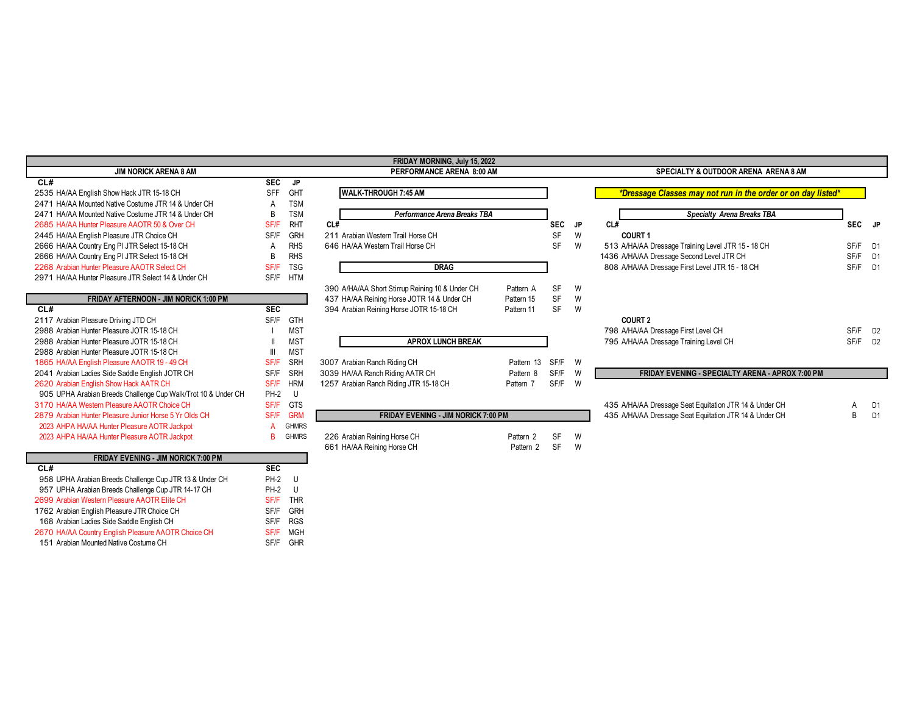## FRIDAY MORNING, July 15, 2022

### JIM NORICK ARENA 8 AM

| CL# | | SEC | JP |
|---|---|---|---|
| 2535 | HA/AA English Show Hack JTR 15-18 CH | SFF | GHT |
| 2471 | HA/AA Mounted Native Costume JTR 14 & Under CH | A | TSM |
| 2471 | HA/AA Mounted Native Costume JTR 14 & Under CH | B | TSM |
| 2685 | HA/AA Hunter Pleasure AAOTR 50 & Over CH | SF/F | RHT |
| 2445 | HA/AA English Pleasure JTR Choice CH | SF/F | GRH |
| 2666 | HA/AA Country Eng Pl JTR Select 15-18 CH | A | RHS |
| 2666 | HA/AA Country Eng Pl JTR Select 15-18 CH | B | RHS |
| 2268 | Arabian Hunter Pleasure AAOTR Select CH | SF/F | TSG |
| 2971 | HA/AA Hunter Pleasure JTR Select 14 & Under CH | SF/F | HTM |

### FRIDAY AFTERNOON - JIM NORICK 1:00 PM

| CL# | | SEC | |
|---|---|---|---|
| 2117 | Arabian Pleasure Driving JTD CH | SF/F | GTH |
| 2988 | Arabian Hunter Pleasure JOTR 15-18 CH | I | MST |
| 2988 | Arabian Hunter Pleasure JOTR 15-18 CH | II | MST |
| 2988 | Arabian Hunter Pleasure JOTR 15-18 CH | III | MST |
| 1865 | HA/AA English Pleasure AAOTR 19 - 49 CH | SF/F | SRH |
| 2041 | Arabian Ladies Side Saddle English JOTR CH | SF/F | SRH |
| 2620 | Arabian English Show Hack AATR CH | SF/F | HRM |
| 905 | UPHA Arabian Breeds Challenge Cup Walk/Trot 10 & Under CH | PH-2 | U |
| 3170 | HA/AA Western Pleasure AAOTR Choice CH | SF/F | GTS |
| 2879 | Arabian Hunter Pleasure Junior Horse 5 Yr Olds CH | SF/F | GRM |
| 2023 | AHPA HA/AA Hunter Pleasure AOTR Jackpot | A | GHMRS |
| 2023 | AHPA HA/AA Hunter Pleasure AOTR Jackpot | B | GHMRS |

### FRIDAY EVENING - JIM NORICK 7:00 PM

| CL# | | SEC | |
|---|---|---|---|
| 958 | UPHA Arabian Breeds Challenge Cup JTR 13 & Under CH | PH-2 | U |
| 957 | UPHA Arabian Breeds Challenge Cup JTR 14-17 CH | PH-2 | U |
| 2699 | Arabian Western Pleasure AAOTR Elite CH | SF/F | THR |
| 1762 | Arabian English Pleasure JTR Choice CH | SF/F | GRH |
| 168 | Arabian Ladies Side Saddle English CH | SF/F | RGS |
| 2670 | HA/AA Country English Pleasure AAOTR Choice CH | SF/F | MGH |
| 151 | Arabian Mounted Native Costume CH | SF/F | GHR |

### PERFORMANCE ARENA 8:00 AM

**WALK-THROUGH 7:45 AM**

*Performance Arena Breaks TBA*

| CL# | | | SEC | JP |
|---|---|---|---|---|
| 211 | Arabian Western Trail Horse CH | | SF | W |
| 646 | HA/AA Western Trail Horse CH | | SF | W |
| | **DRAG** | | | |
| 390 | A/HA/AA Short Stirrup Reining 10 & Under CH | Pattern A | SF | W |
| 437 | HA/AA Reining Horse JOTR 14 & Under CH | Pattern 15 | SF | W |
| 394 | Arabian Reining Horse JOTR 15-18 CH | Pattern 11 | SF | W |
| | **APROX LUNCH BREAK** | | | |
| 3007 | Arabian Ranch Riding CH | Pattern 13 | SF/F | W |
| 3039 | HA/AA Ranch Riding AATR CH | Pattern 8 | SF/F | W |
| 1257 | Arabian Ranch Riding JTR 15-18 CH | Pattern 7 | SF/F | W |

### FRIDAY EVENING - JIM NORICK 7:00 PM

| CL# | | | SEC | JP |
|---|---|---|---|---|
| 226 | Arabian Reining Horse CH | Pattern 2 | SF | W |
| 661 | HA/AA Reining Horse CH | Pattern 2 | SF | W |

### SPECIALTY & OUTDOOR ARENA ARENA 8 AM

***\*Dressage Classes may not run in the order or on day listed\****

*Specialty Arena Breaks TBA*

| CL# | | SEC | JP |
|---|---|---|---|
| | **COURT 1** | | |
| 513 | A/HA/AA Dressage Training Level JTR 15 - 18 CH | SF/F | D1 |
| 1436 | A/HA/AA Dressage Second Level JTR CH | SF/F | D1 |
| 808 | A/HA/AA Dressage First Level JTR 15 - 18 CH | SF/F | D1 |
| | **COURT 2** | | |
| 798 | A/HA/AA Dressage First Level CH | SF/F | D2 |
| 795 | A/HA/AA Dressage Training Level CH | SF/F | D2 |

### FRIDAY EVENING - SPECIALTY ARENA - APROX 7:00 PM

| CL# | | SEC | JP |
|---|---|---|---|
| 435 | A/HA/AA Dressage Seat Equitation JTR 14 & Under CH | A | D1 |
| 435 | A/HA/AA Dressage Seat Equitation JTR 14 & Under CH | B | D1 |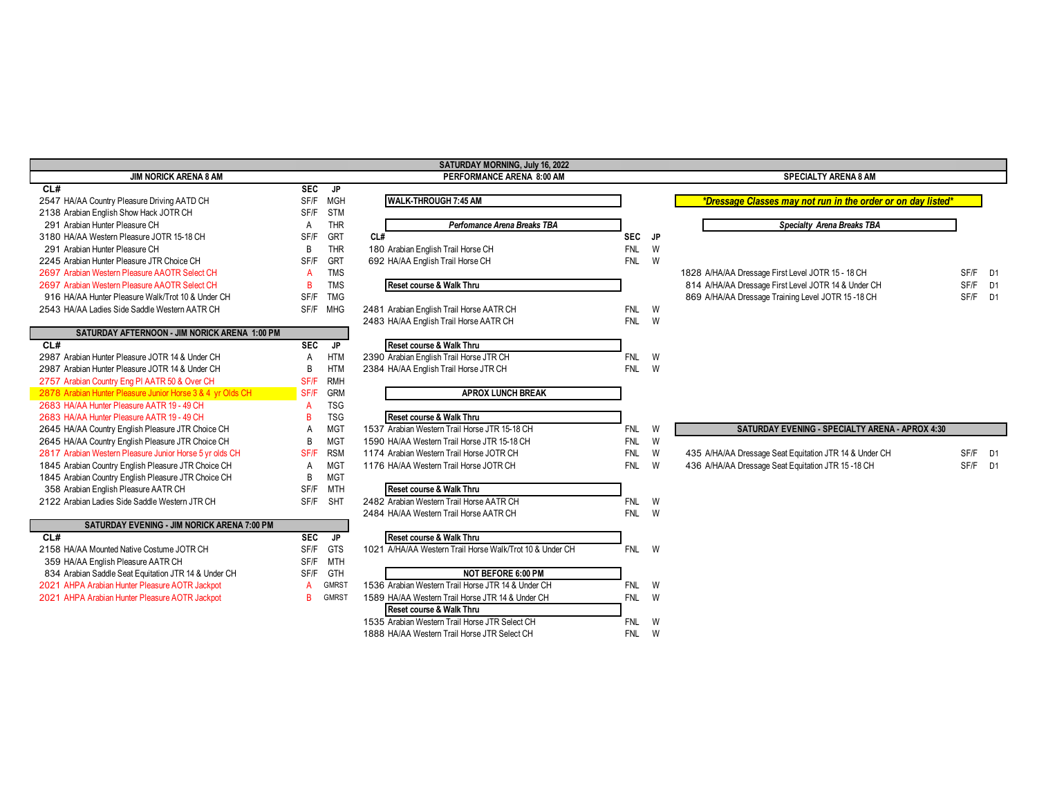# SATURDAY MORNING, July 16, 2022

## JIM NORICK ARENA 8 AM

| CL# | | SEC | JP |
|---|---|---|---|
| 2547 | HA/AA Country Pleasure Driving AATD CH | SF/F | MGH |
| 2138 | Arabian English Show Hack JOTR CH | SF/F | STM |
| 291 | Arabian Hunter Pleasure CH | A | THR |
| 3180 | HA/AA Western Pleasure JOTR 15-18 CH | SF/F | GRT |
| 291 | Arabian Hunter Pleasure CH | B | THR |
| 2245 | Arabian Hunter Pleasure JTR Choice CH | SF/F | GRT |
| 2697 | Arabian Western Pleasure AAOTR Select CH | A | TMS |
| 2697 | Arabian Western Pleasure AAOTR Select CH | B | TMS |
| 916 | HA/AA Hunter Pleasure Walk/Trot 10 & Under CH | SF/F | TMG |
| 2543 | HA/AA Ladies Side Saddle Western AATR CH | SF/F | MHG |

## SATURDAY AFTERNOON - JIM NORICK ARENA 1:00 PM

| CL# | | SEC | JP |
|---|---|---|---|
| 2987 | Arabian Hunter Pleasure JOTR 14 & Under CH | A | HTM |
| 2987 | Arabian Hunter Pleasure JOTR 14 & Under CH | B | HTM |
| 2757 | Arabian Country Eng Pl AATR 50 & Over CH | SF/F | RMH |
| 2878 | Arabian Hunter Pleasure Junior Horse 3 & 4 yr Olds CH | SF/F | GRM |
| 2683 | HA/AA Hunter Pleasure AATR 19 - 49 CH | A | TSG |
| 2683 | HA/AA Hunter Pleasure AATR 19 - 49 CH | B | TSG |
| 2645 | HA/AA Country English Pleasure JTR Choice CH | A | MGT |
| 2645 | HA/AA Country English Pleasure JTR Choice CH | B | MGT |
| 2817 | Arabian Western Pleasure Junior Horse 5 yr olds CH | SF/F | RSM |
| 1845 | Arabian Country English Pleasure JTR Choice CH | A | MGT |
| 1845 | Arabian Country English Pleasure JTR Choice CH | B | MGT |
| 358 | Arabian English Pleasure AATR CH | SF/F | MTH |
| 2122 | Arabian Ladies Side Saddle Western JTR CH | SF/F | SHT |

## SATURDAY EVENING - JIM NORICK ARENA 7:00 PM

| CL# | | SEC | JP |
|---|---|---|---|
| 2158 | HA/AA Mounted Native Costume JOTR CH | SF/F | GTS |
| 359 | HA/AA English Pleasure AATR CH | SF/F | MTH |
| 834 | Arabian Saddle Seat Equitation JTR 14 & Under CH | SF/F | GTH |
| 2021 | AHPA Arabian Hunter Pleasure AOTR Jackpot | A | GMRST |
| 2021 | AHPA Arabian Hunter Pleasure AOTR Jackpot | B | GMRST |

## PERFORMANCE ARENA 8:00 AM

**WALK-THROUGH 7:45 AM**

***Perfomance Arena Breaks TBA***

| CL# | | SEC | JP |
|---|---|---|---|
| 180 | Arabian English Trail Horse CH | FNL | W |
| 692 | HA/AA English Trail Horse CH | FNL | W |
| | **Reset course & Walk Thru** | | |
| 2481 | Arabian English Trail Horse AATR CH | FNL | W |
| 2483 | HA/AA English Trail Horse AATR CH | FNL | W |
| | **Reset course & Walk Thru** | | |
| 2390 | Arabian English Trail Horse JTR CH | FNL | W |
| 2384 | HA/AA English Trail Horse JTR CH | FNL | W |
| | **APROX LUNCH BREAK** | | |
| | **Reset course & Walk Thru** | | |
| 1537 | Arabian Western Trail Horse JTR 15-18 CH | FNL | W |
| 1590 | HA/AA Western Trail Horse JTR 15-18 CH | FNL | W |
| 1174 | Arabian Western Trail Horse JOTR CH | FNL | W |
| 1176 | HA/AA Western Trail Horse JOTR CH | FNL | W |
| | **Reset course & Walk Thru** | | |
| 2482 | Arabian Western Trail Horse AATR CH | FNL | W |
| 2484 | HA/AA Western Trail Horse AATR CH | FNL | W |
| | **Reset course & Walk Thru** | | |
| 1021 | A/HA/AA Western Trail Horse Walk/Trot 10 & Under CH | FNL | W |
| | **NOT BEFORE 6:00 PM** | | |
| 1536 | Arabian Western Trail Horse JTR 14 & Under CH | FNL | W |
| 1589 | HA/AA Western Trail Horse JTR 14 & Under CH | FNL | W |
| | **Reset course & Walk Thru** | | |
| 1535 | Arabian Western Trail Horse JTR Select CH | FNL | W |
| 1888 | HA/AA Western Trail Horse JTR Select CH | FNL | W |

## SPECIALTY ARENA 8 AM

***\*Dressage Classes may not run in the order or on day listed\****

***Specialty Arena Breaks TBA***

| CL# | | SEC | JP |
|---|---|---|---|
| 1828 | A/HA/AA Dressage First Level JOTR 15 - 18 CH | SF/F | D1 |
| 814 | A/HA/AA Dressage First Level JOTR 14 & Under CH | SF/F | D1 |
| 869 | A/HA/AA Dressage Training Level JOTR 15 -18 CH | SF/F | D1 |

## SATURDAY EVENING - SPECIALTY ARENA - APROX 4:30

| CL# | | SEC | JP |
|---|---|---|---|
| 435 | A/HA/AA Dressage Seat Equitation JTR 14 & Under CH | SF/F | D1 |
| 436 | A/HA/AA Dressage Seat Equitation JTR 15 -18 CH | SF/F | D1 |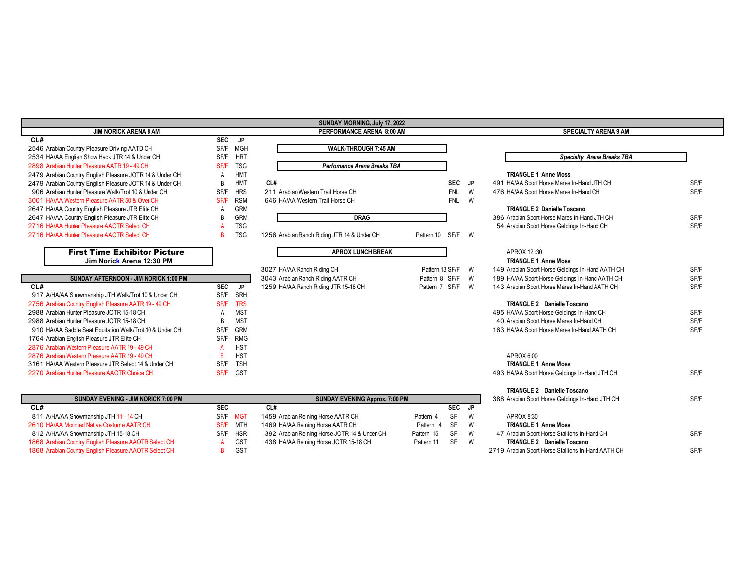## SUNDAY MORNING, July 17, 2022

### JIM NORICK ARENA 8 AM

| CL# | Class | SEC | JP |
|---|---|---|---|
| 2546 | Arabian Country Pleasure Driving AATD CH | SF/F | MGH |
| 2534 | HA/AA English Show Hack JTR 14 & Under CH | SF/F | HRT |
| 2898 | Arabian Hunter Pleasure AATR 19 - 49 CH | SF/F | TSG |
| 2479 | Arabian Country English Pleasure JOTR 14 & Under CH | A | HMT |
| 2479 | Arabian Country English Pleasure JOTR 14 & Under CH | B | HMT |
| 906 | Arabian Hunter Pleasure Walk/Trot 10 & Under CH | SF/F | HRS |
| 3001 | HA/AA Western Pleasure AATR 50 & Over CH | SF/F | RSM |
| 2647 | HA/AA Country English Pleasure JTR Elite CH | A | GRM |
| 2647 | HA/AA Country English Pleasure JTR Elite CH | B | GRM |
| 2716 | HA/AA Hunter Pleasure AAOTR Select CH | A | TSG |
| 2716 | HA/AA Hunter Pleasure AAOTR Select CH | B | TSG |

**First Time Exhibitor Picture**
**Jim Norick Arena 12:30 PM**

### SUNDAY AFTERNOON - JIM NORICK 1:00 PM

| CL# | Class | SEC | JP |
|---|---|---|---|
| 917 | A/HA/AA Showmanship JTH Walk/Trot 10 & Under CH | SF/F | SRH |
| 2756 | Arabian Country English Pleasure AATR 19 - 49 CH | SF/F | TRS |
| 2988 | Arabian Hunter Pleasure JOTR 15-18 CH | A | MST |
| 2988 | Arabian Hunter Pleasure JOTR 15-18 CH | B | MST |
| 910 | HA/AA Saddle Seat Equitation Walk/Trot 10 & Under CH | SF/F | GRM |
| 1764 | Arabian English Pleasure JTR Elite CH | SF/F | RMG |
| 2876 | Arabian Western Pleasure AATR 19 - 49 CH | A | HST |
| 2876 | Arabian Western Pleasure AATR 19 - 49 CH | B | HST |
| 3161 | HA/AA Western Pleasure JTR Select 14 & Under CH | SF/F | TSH |
| 2270 | Arabian Hunter Pleasure AAOTR Choice CH | SF/F | GST |

### SUNDAY EVENING - JIM NORICK 7:00 PM

| CL# | Class | SEC | JP |
|---|---|---|---|
| 811 | A/HA/AA Showmanship JTH 11 - 14 CH | SF/F | MGT |
| 2610 | HA/AA Mounted Native Costume AATR CH | SF/F | MTH |
| 812 | A/HA/AA Showmanship JTH 15-18 CH | SF/F | HSR |
| 1868 | Arabian Country English Pleasure AAOTR Select CH | A | GST |
| 1868 | Arabian Country English Pleasure AAOTR Select CH | B | GST |

### PERFORMANCE ARENA 8:00 AM

**WALK-THROUGH 7:45 AM**

***Perfomance Arena Breaks TBA***

| CL# | Class | Pattern | SEC | JP |
|---|---|---|---|---|
| 211 | Arabian Western Trail Horse CH | | FNL | W |
| 646 | HA/AA Western Trail Horse CH | | FNL | W |
| | **DRAG** | | | |
| 1256 | Arabian Ranch Riding JTR 14 & Under CH | Pattern 10 | SF/F | W |
| | **APROX LUNCH BREAK** | | | |
| 3027 | HA/AA Ranch Riding CH | Pattern 13 | SF/F | W |
| 3043 | Arabian Ranch Riding AATR CH | Pattern 8 | SF/F | W |
| 1259 | HA/AA Ranch Riding JTR 15-18 CH | Pattern 7 | SF/F | W |

### SUNDAY EVENING Approx. 7:00 PM

| CL# | Class | Pattern | SEC | JP |
|---|---|---|---|---|
| 1459 | Arabian Reining Horse AATR CH | Pattern 4 | SF | W |
| 1469 | HA/AA Reining Horse AATR CH | Pattern 4 | SF | W |
| 392 | Arabian Reining Horse JOTR 14 & Under CH | Pattern 15 | SF | W |
| 438 | HA/AA Reining Horse JOTR 15-18 CH | Pattern 11 | SF | W |

### SPECIALTY ARENA 9 AM

***Specialty Arena Breaks TBA***

| CL# | Class | SEC |
|---|---|---|
| | **TRIANGLE 1 Anne Moss** | |
| 491 | HA/AA Sport Horse Mares In-Hand JTH CH | SF/F |
| 476 | HA/AA Sport Horse Mares In-Hand CH | SF/F |
| | **TRIANGLE 2 Danielle Toscano** | |
| 386 | Arabian Sport Horse Mares In-Hand JTH CH | SF/F |
| 54 | Arabian Sport Horse Geldings In-Hand CH | SF/F |
| | APROX 12.:30 | |
| | **TRIANGLE 1 Anne Moss** | |
| 149 | Arabian Sport Horse Geldings In-Hand AATH CH | SF/F |
| 189 | HA/AA Sport Horse Geldings In-Hand AATH CH | SF/F |
| 143 | Arabian Sport Horse Mares In-Hand AATH CH | SF/F |
| | **TRIANGLE 2 Danielle Toscano** | |
| 495 | HA/AA Sport Horse Geldings In-Hand CH | SF/F |
| 40 | Arabian Sport Horse Mares In-Hand CH | SF/F |
| 163 | HA/AA Sport Horse Mares In-Hand AATH CH | SF/F |
| | APROX 6:00 | |
| | **TRIANGLE 1 Anne Moss** | |
| 493 | HA/AA Sport Horse Geldings In-Hand JTH CH | SF/F |
| | **TRIANGLE 2 Danielle Toscano** | |
| 388 | Arabian Sport Horse Geldings In-Hand JTH CH | SF/F |
| | APROX 8:30 | |
| | **TRIANGLE 1 Anne Moss** | |
| 47 | Arabian Sport Horse Stallions In-Hand CH | SF/F |
| | **TRIANGLE 2 Danielle Toscano** | |
| 2719 | Arabian Sport Horse Stallions In-Hand AATH CH | SF/F |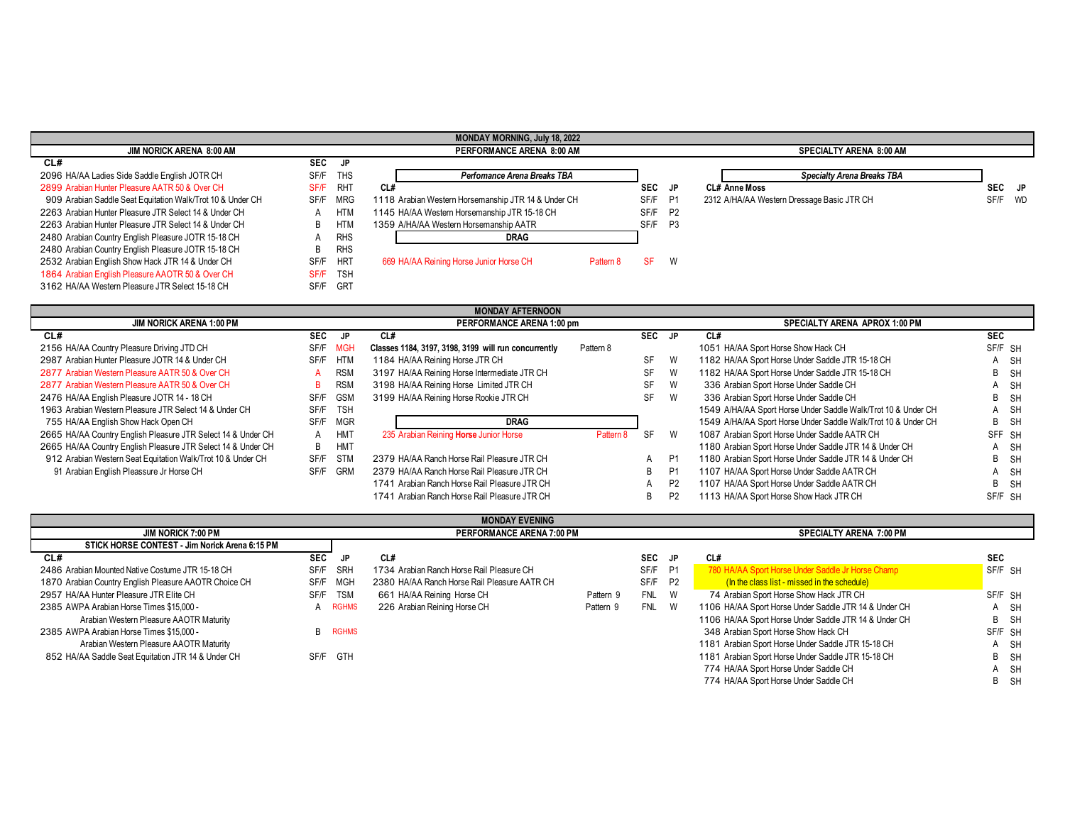## MONDAY MORNING, July 18, 2022

### JIM NORICK ARENA 8:00 AM

| CL# | SEC | JP |
|---|---|---|
| 2096 HA/AA Ladies Side Saddle English JOTR CH | SF/F | THS |
| 2899 Arabian Hunter Pleasure AATR 50 & Over CH | SF/F | RHT |
| 909 Arabian Saddle Seat Equitation Walk/Trot 10 & Under CH | SF/F | MRG |
| 2263 Arabian Hunter Pleasure JTR Select 14 & Under CH | A | HTM |
| 2263 Arabian Hunter Pleasure JTR Select 14 & Under CH | B | HTM |
| 2480 Arabian Country English Pleasure JOTR 15-18 CH | A | RHS |
| 2480 Arabian Country English Pleasure JOTR 15-18 CH | B | RHS |
| 2532 Arabian English Show Hack JTR 14 & Under CH | SF/F | HRT |
| 1864 Arabian English Pleasure AAOTR 50 & Over CH | SF/F | TSH |
| 3162 HA/AA Western Pleasure JTR Select 15-18 CH | SF/F | GRT |

### PERFORMANCE ARENA 8:00 AM

*Perfomance Arena Breaks TBA*

| CL# | | SEC | JP |
|---|---|---|---|
| 1118 Arabian Western Horsemanship JTR 14 & Under CH | | SF/F | P1 |
| 1145 HA/AA Western Horsemanship JTR 15-18 CH | | SF/F | P2 |
| 1359 A/HA/AA Western Horsemanship AATR | | SF/F | P3 |
| **DRAG** | | | |
| 669 HA/AA Reining Horse Junior Horse CH | Pattern 8 | SF | W |

### SPECIALTY ARENA 8:00 AM

*Specialty Arena Breaks TBA*

| CL# Anne Moss | SEC | JP |
|---|---|---|
| 2312 A/HA/AA Western Dressage Basic JTR CH | SF/F | WD |

## MONDAY AFTERNOON

### JIM NORICK ARENA 1:00 PM

| CL# | SEC | JP |
|---|---|---|
| 2156 HA/AA Country Pleasure Driving JTD CH | SF/F | MGH |
| 2987 Arabian Hunter Pleasure JOTR 14 & Under CH | SF/F | HTM |
| 2877 Arabian Western Pleasure AATR 50 & Over CH | A | RSM |
| 2877 Arabian Western Pleasure AATR 50 & Over CH | B | RSM |
| 2476 HA/AA English Pleasure JOTR 14 - 18 CH | SF/F | GSM |
| 1963 Arabian Western Pleasure JTR Select 14 & Under CH | SF/F | TSH |
| 755 HA/AA English Show Hack Open CH | SF/F | MGR |
| 2665 HA/AA Country English Pleasure JTR Select 14 & Under CH | A | HMT |
| 2665 HA/AA Country English Pleasure JTR Select 14 & Under CH | B | HMT |
| 912 Arabian Western Seat Equitation Walk/Trot 10 & Under CH | SF/F | STM |
| 91 Arabian English Pleassure Jr Horse CH | SF/F | GRM |

### PERFORMANCE ARENA 1:00 pm

| CL# | | SEC | JP |
|---|---|---|---|
| **Classes 1184, 3197, 3198, 3199 will run concurrently** | Pattern 8 | | |
| 1184 HA/AA Reining Horse JTR CH | | SF | W |
| 3197 HA/AA Reining Horse Intermediate JTR CH | | SF | W |
| 3198 HA/AA Reining Horse Limited JTR CH | | SF | W |
| 3199 HA/AA Reining Horse Rookie JTR CH | | SF | W |
| **DRAG** | | | |
| 235 Arabian Reining **Horse** Junior Horse | Pattern 8 | SF | W |
| 2379 HA/AA Ranch Horse Rail Pleasure JTR CH | | A | P1 |
| 2379 HA/AA Ranch Horse Rail Pleasure JTR CH | | B | P1 |
| 1741 Arabian Ranch Horse Rail Pleasure JTR CH | | A | P2 |
| 1741 Arabian Ranch Horse Rail Pleasure JTR CH | | B | P2 |

### SPECIALTY ARENA APROX 1:00 PM

| CL# | SEC | |
|---|---|---|
| 1051 HA/AA Sport Horse Show Hack CH | SF/F | SH |
| 1182 HA/AA Sport Horse Under Saddle JTR 15-18 CH | A | SH |
| 1182 HA/AA Sport Horse Under Saddle JTR 15-18 CH | B | SH |
| 336 Arabian Sport Horse Under Saddle CH | A | SH |
| 336 Arabian Sport Horse Under Saddle CH | B | SH |
| 1549 A/HA/AA Sport Horse Under Saddle Walk/Trot 10 & Under CH | A | SH |
| 1549 A/HA/AA Sport Horse Under Saddle Walk/Trot 10 & Under CH | B | SH |
| 1087 Arabian Sport Horse Under Saddle AATR CH | SFF | SH |
| 1180 Arabian Sport Horse Under Saddle JTR 14 & Under CH | A | SH |
| 1180 Arabian Sport Horse Under Saddle JTR 14 & Under CH | B | SH |
| 1107 HA/AA Sport Horse Under Saddle AATR CH | A | SH |
| 1107 HA/AA Sport Horse Under Saddle AATR CH | B | SH |
| 1113 HA/AA Sport Horse Show Hack JTR CH | SF/F | SH |

## MONDAY EVENING

### JIM NORICK 7:00 PM

**STICK HORSE CONTEST - Jim Norick Arena 6:15 PM**

| CL# | SEC | JP |
|---|---|---|
| 2486 Arabian Mounted Native Costume JTR 15-18 CH | SF/F | SRH |
| 1870 Arabian Country English Pleasure AAOTR Choice CH | SF/F | MGH |
| 2957 HA/AA Hunter Pleasure JTR Elite CH | SF/F | TSM |
| 2385 AWPA Arabian Horse Times $15,000 - Arabian Western Pleasure AAOTR Maturity | A | RGHMS |
| 2385 AWPA Arabian Horse Times $15,000 - Arabian Western Pleasure AAOTR Maturity | B | RGHMS |
| 852 HA/AA Saddle Seat Equitation JTR 14 & Under CH | SF/F | GTH |

### PERFORMANCE ARENA 7:00 PM

| CL# | | SEC | JP |
|---|---|---|---|
| 1734 Arabian Ranch Horse Rail Pleasure CH | | SF/F | P1 |
| 2380 HA/AA Ranch Horse Rail Pleasure AATR CH | | SF/F | P2 |
| 661 HA/AA Reining Horse CH | Pattern 9 | FNL | W |
| 226 Arabian Reining Horse CH | Pattern 9 | FNL | W |

### SPECIALTY ARENA 7:00 PM

| CL# | SEC | |
|---|---|---|
| 780 HA/AA Sport Horse Under Saddle Jr Horse Champ (In the class list - missed in the schedule) | SF/F | SH |
| 74 Arabian Sport Horse Show Hack JTR CH | SF/F | SH |
| 1106 HA/AA Sport Horse Under Saddle JTR 14 & Under CH | A | SH |
| 1106 HA/AA Sport Horse Under Saddle JTR 14 & Under CH | B | SH |
| 348 Arabian Sport Horse Show Hack CH | SF/F | SH |
| 1181 Arabian Sport Horse Under Saddle JTR 15-18 CH | A | SH |
| 1181 Arabian Sport Horse Under Saddle JTR 15-18 CH | B | SH |
| 774 HA/AA Sport Horse Under Saddle CH | A | SH |
| 774 HA/AA Sport Horse Under Saddle CH | B | SH |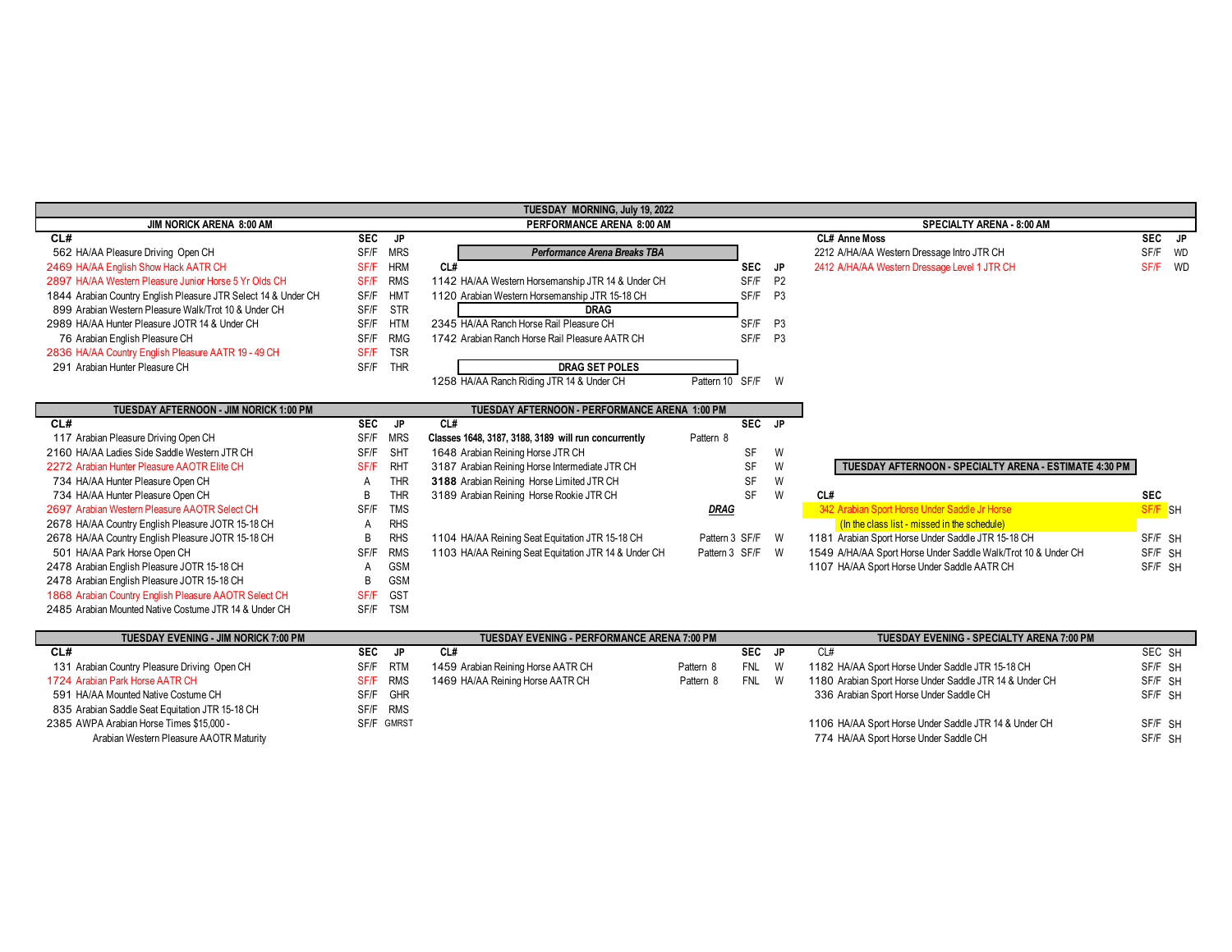# TUESDAY MORNING, July 19, 2022

## JIM NORICK ARENA 8:00 AM

| CL# | | SEC | JP |
|---|---|---|---|
| 562 | HA/AA Pleasure Driving Open CH | SF/F | MRS |
| 2469 | HA/AA English Show Hack AATR CH | SF/F | HRM |
| 2897 | HA/AA Western Pleasure Junior Horse 5 Yr Olds CH | SF/F | RMS |
| 1844 | Arabian Country English Pleasure JTR Select 14 & Under CH | SF/F | HMT |
| 899 | Arabian Western Pleasure Walk/Trot 10 & Under CH | SF/F | STR |
| 2989 | HA/AA Hunter Pleasure JOTR 14 & Under CH | SF/F | HTM |
| 76 | Arabian English Pleasure CH | SF/F | RMG |
| 2836 | HA/AA Country English Pleasure AATR 19 - 49 CH | SF/F | TSR |
| 291 | Arabian Hunter Pleasure CH | SF/F | THR |

## PERFORMANCE ARENA 8:00 AM

***Performance Arena Breaks TBA***

| CL# | | | SEC | JP |
|---|---|---|---|---|
| 1142 | HA/AA Western Horsemanship JTR 14 & Under CH | | SF/F | P2 |
| 1120 | Arabian Western Horsemanship JTR 15-18 CH | | SF/F | P3 |
| | **DRAG** | | | |
| 2345 | HA/AA Ranch Horse Rail Pleasure CH | | SF/F | P3 |
| 1742 | Arabian Ranch Horse Rail Pleasure AATR CH | | SF/F | P3 |
| | **DRAG SET POLES** | | | |
| 1258 | HA/AA Ranch Riding JTR 14 & Under CH | Pattern 10 | SF/F | W |

## SPECIALTY ARENA - 8:00 AM

| CL# Anne Moss | | SEC | JP |
|---|---|---|---|
| 2212 | A/HA/AA Western Dressage Intro JTR CH | SF/F | WD |
| 2412 | A/HA/AA Western Dressage Level 1 JTR CH | SF/F | WD |

## TUESDAY AFTERNOON - JIM NORICK 1:00 PM

| CL# | | SEC | JP |
|---|---|---|---|
| 117 | Arabian Pleasure Driving Open CH | SF/F | MRS |
| 2160 | HA/AA Ladies Side Saddle Western JTR CH | SF/F | SHT |
| 2272 | Arabian Hunter Pleasure AAOTR Elite CH | SF/F | RHT |
| 734 | HA/AA Hunter Pleasure Open CH | A | THR |
| 734 | HA/AA Hunter Pleasure Open CH | B | THR |
| 2697 | Arabian Western Pleasure AAOTR Select CH | SF/F | TMS |
| 2678 | HA/AA Country English Pleasure JOTR 15-18 CH | A | RHS |
| 2678 | HA/AA Country English Pleasure JOTR 15-18 CH | B | RHS |
| 501 | HA/AA Park Horse Open CH | SF/F | RMS |
| 2478 | Arabian English Pleasure JOTR 15-18 CH | A | GSM |
| 2478 | Arabian English Pleasure JOTR 15-18 CH | B | GSM |
| 1868 | Arabian Country English Pleasure AAOTR Select CH | SF/F | GST |
| 2485 | Arabian Mounted Native Costume JTR 14 & Under CH | SF/F | TSM |

## TUESDAY AFTERNOON - PERFORMANCE ARENA 1:00 PM

**Classes 1648, 3187, 3188, 3189 will run concurrently** — Pattern 8

| CL# | | | SEC | JP |
|---|---|---|---|---|
| 1648 | Arabian Reining Horse JTR CH | | SF | W |
| 3187 | Arabian Reining Horse Intermediate JTR CH | | SF | W |
| **3188** | Arabian Reining Horse Limited JTR CH | | SF | W |
| 3189 | Arabian Reining Horse Rookie JTR CH | | SF | W |
| | ***DRAG*** | | | |
| 1104 | HA/AA Reining Seat Equitation JTR 15-18 CH | Pattern 3 | SF/F | W |
| 1103 | HA/AA Reining Seat Equitation JTR 14 & Under CH | Pattern 3 | SF/F | W |

## TUESDAY AFTERNOON - SPECIALTY ARENA - ESTIMATE 4:30 PM

| CL# | | SEC | |
|---|---|---|---|
| 342 | Arabian Sport Horse Under Saddle Jr Horse (In the class list - missed in the schedule) | SF/F | SH |
| 1181 | Arabian Sport Horse Under Saddle JTR 15-18 CH | SF/F | SH |
| 1549 | A/HA/AA Sport Horse Under Saddle Walk/Trot 10 & Under CH | SF/F | SH |
| 1107 | HA/AA Sport Horse Under Saddle AATR CH | SF/F | SH |

## TUESDAY EVENING - JIM NORICK 7:00 PM

| CL# | | SEC | JP |
|---|---|---|---|
| 131 | Arabian Country Pleasure Driving Open CH | SF/F | RTM |
| 1724 | Arabian Park Horse AATR CH | SF/F | RMS |
| 591 | HA/AA Mounted Native Costume CH | SF/F | GHR |
| 835 | Arabian Saddle Seat Equitation JTR 15-18 CH | SF/F | RMS |
| 2385 | AWPA Arabian Horse Times $15,000 - Arabian Western Pleasure AAOTR Maturity | SF/F | GMRST |

## TUESDAY EVENING - PERFORMANCE ARENA 7:00 PM

| CL# | | | SEC | JP |
|---|---|---|---|---|
| 1459 | Arabian Reining Horse AATR CH | Pattern 8 | FNL | W |
| 1469 | HA/AA Reining Horse AATR CH | Pattern 8 | FNL | W |

## TUESDAY EVENING - SPECIALTY ARENA 7:00 PM

| CL# | | SEC | SH |
|---|---|---|---|
| 1182 | HA/AA Sport Horse Under Saddle JTR 15-18 CH | SF/F | SH |
| 1180 | Arabian Sport Horse Under Saddle JTR 14 & Under CH | SF/F | SH |
| 336 | Arabian Sport Horse Under Saddle CH | SF/F | SH |
| 1106 | HA/AA Sport Horse Under Saddle JTR 14 & Under CH | SF/F | SH |
| 774 | HA/AA Sport Horse Under Saddle CH | SF/F | SH |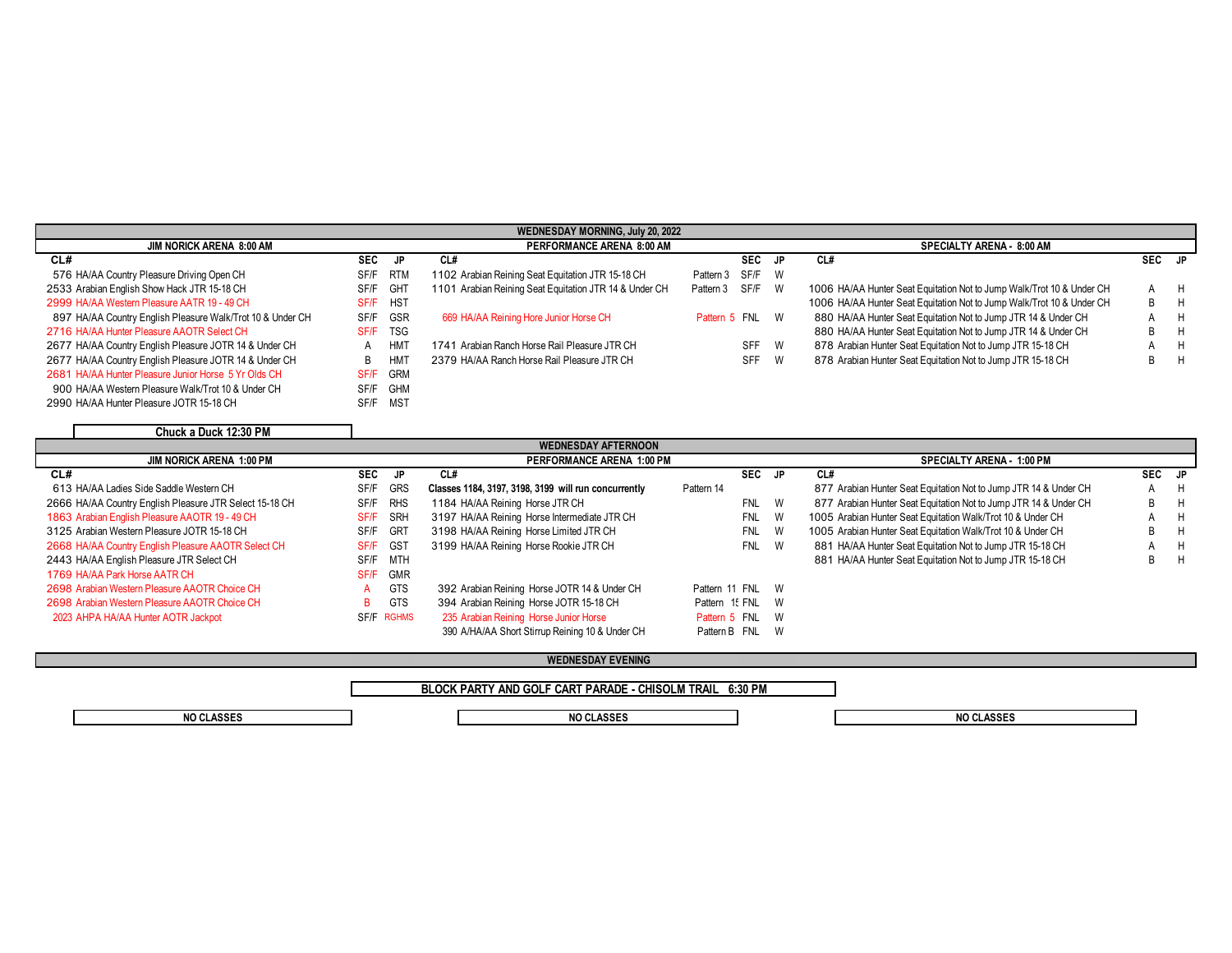# WEDNESDAY MORNING, July 20, 2022

## JIM NORICK ARENA 8:00 AM

| CL# | SEC | JP |
|---|---|---|
| 576 HA/AA Country Pleasure Driving Open CH | SF/F | RTM |
| 2533 Arabian English Show Hack JTR 15-18 CH | SF/F | GHT |
| 2999 HA/AA Western Pleasure AATR 19 - 49 CH | SF/F | HST |
| 897 HA/AA Country English Pleasure Walk/Trot 10 & Under CH | SF/F | GSR |
| 2716 HA/AA Hunter Pleasure AAOTR Select CH | SF/F | TSG |
| 2677 HA/AA Country English Pleasure JOTR 14 & Under CH | A | HMT |
| 2677 HA/AA Country English Pleasure JOTR 14 & Under CH | B | HMT |
| 2681 HA/AA Hunter Pleasure Junior Horse 5 Yr Olds CH | SF/F | GRM |
| 900 HA/AA Western Pleasure Walk/Trot 10 & Under CH | SF/F | GHM |
| 2990 HA/AA Hunter Pleasure JOTR 15-18 CH | SF/F | MST |

**Chuck a Duck 12:30 PM**

## PERFORMANCE ARENA 8:00 AM

| CL# | | SEC | JP |
|---|---|---|---|
| 1102 Arabian Reining Seat Equitation JTR 15-18 CH | Pattern 3 | SF/F | W |
| 1101 Arabian Reining Seat Equitation JTR 14 & Under CH | Pattern 3 | SF/F | W |
| 669 HA/AA Reining Hore Junior Horse CH | Pattern 5 | FNL | W |
| 1741 Arabian Ranch Horse Rail Pleasure JTR CH | | SFF | W |
| 2379 HA/AA Ranch Horse Rail Pleasure JTR CH | | SFF | W |

## SPECIALTY ARENA - 8:00 AM

| CL# | SEC | JP |
|---|---|---|
| 1006 HA/AA Hunter Seat Equitation Not to Jump Walk/Trot 10 & Under CH | A | H |
| 1006 HA/AA Hunter Seat Equitation Not to Jump Walk/Trot 10 & Under CH | B | H |
| 880 HA/AA Hunter Seat Equitation Not to Jump JTR 14 & Under CH | A | H |
| 880 HA/AA Hunter Seat Equitation Not to Jump JTR 14 & Under CH | B | H |
| 878 Arabian Hunter Seat Equitation Not to Jump JTR 15-18 CH | A | H |
| 878 Arabian Hunter Seat Equitation Not to Jump JTR 15-18 CH | B | H |

# WEDNESDAY AFTERNOON

## JIM NORICK ARENA 1:00 PM

| CL# | SEC | JP |
|---|---|---|
| 613 HA/AA Ladies Side Saddle Western CH | SF/F | GRS |
| 2666 HA/AA Country English Pleasure JTR Select 15-18 CH | SF/F | RHS |
| 1863 Arabian English Pleasure AAOTR 19 - 49 CH | SF/F | SRH |
| 3125 Arabian Western Pleasure JOTR 15-18 CH | SF/F | GRT |
| 2668 HA/AA Country English Pleasure AAOTR Select CH | SF/F | GST |
| 2443 HA/AA English Pleasure JTR Select CH | SF/F | MTH |
| 1769 HA/AA Park Horse AATR CH | SF/F | GMR |
| 2698 Arabian Western Pleasure AAOTR Choice CH | A | GTS |
| 2698 Arabian Western Pleasure AAOTR Choice CH | B | GTS |
| 2023 AHPA HA/AA Hunter AOTR Jackpot | SF/F | RGHMS |

## PERFORMANCE ARENA 1:00 PM

| CL# | | SEC | JP |
|---|---|---|---|
| **Classes 1184, 3197, 3198, 3199 will run concurrently** | Pattern 14 | | |
| 1184 HA/AA Reining Horse JTR CH | | FNL | W |
| 3197 HA/AA Reining Horse Intermediate JTR CH | | FNL | W |
| 3198 HA/AA Reining Horse Limited JTR CH | | FNL | W |
| 3199 HA/AA Reining Horse Rookie JTR CH | | FNL | W |
| 392 Arabian Reining Horse JOTR 14 & Under CH | Pattern 11 | FNL | W |
| 394 Arabian Reining Horse JOTR 15-18 CH | Pattern 15 | FNL | W |
| 235 Arabian Reining Horse Junior Horse | Pattern 5 | FNL | W |
| 390 A/HA/AA Short Stirrup Reining 10 & Under CH | Pattern B | FNL | W |

## SPECIALTY ARENA - 1:00 PM

| CL# | SEC | JP |
|---|---|---|
| 877 Arabian Hunter Seat Equitation Not to Jump JTR 14 & Under CH | A | H |
| 877 Arabian Hunter Seat Equitation Not to Jump JTR 14 & Under CH | B | H |
| 1005 Arabian Hunter Seat Equitation Walk/Trot 10 & Under CH | A | H |
| 1005 Arabian Hunter Seat Equitation Walk/Trot 10 & Under CH | B | H |
| 881 HA/AA Hunter Seat Equitation Not to Jump JTR 15-18 CH | A | H |
| 881 HA/AA Hunter Seat Equitation Not to Jump JTR 15-18 CH | B | H |

# WEDNESDAY EVENING

**BLOCK PARTY AND GOLF CART PARADE - CHISOLM TRAIL 6:30 PM**

| JIM NORICK ARENA | PERFORMANCE ARENA | SPECIALTY ARENA |
|---|---|---|
| NO CLASSES | NO CLASSES | NO CLASSES |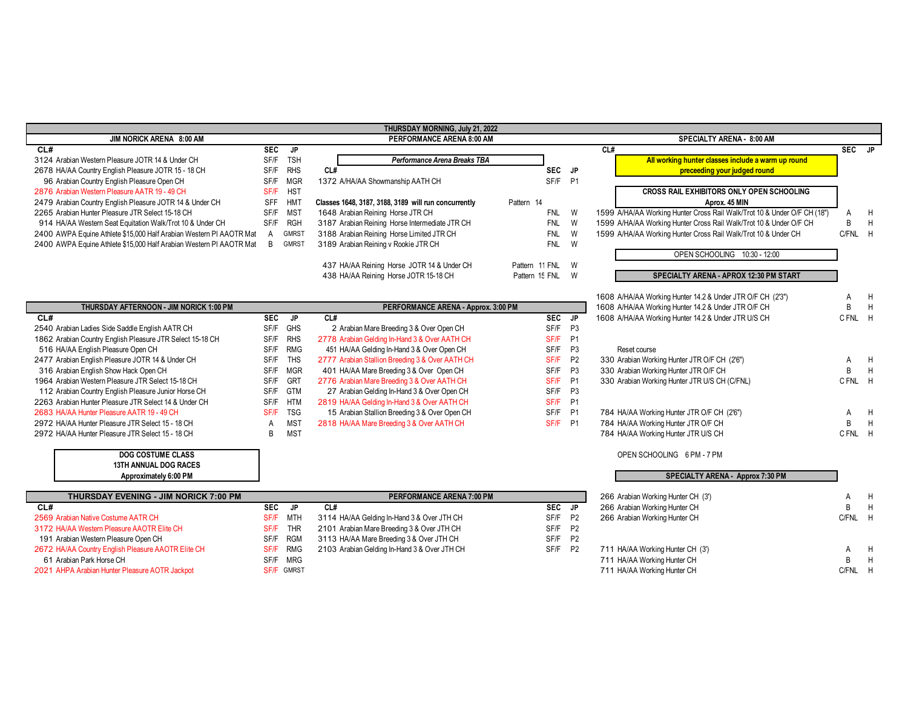# THURSDAY MORNING, July 21, 2022

## JIM NORICK ARENA 8:00 AM

| CL# | Class | SEC | JP |
|---|---|---|---|
| 3124 | Arabian Western Pleasure JOTR 14 & Under CH | SF/F | TSH |
| 2678 | HA/AA Country English Pleasure JOTR 15 - 18 CH | SF/F | RHS |
| 96 | Arabian Country English Pleasure Open CH | SF/F | MGR |
| 2876 | Arabian Western Pleasure AATR 19 - 49 CH | SF/F | HST |
| 2479 | Arabian Country English Pleasure JOTR 14 & Under CH | SFF | HMT |
| 2265 | Arabian Hunter Pleasure JTR Select 15-18 CH | SF/F | MST |
| 914 | HA/AA Western Seat Equitation Walk/Trot 10 & Under CH | SF/F | RGH |
| 2400 | AWPA Equine Athlete $15,000 Half Arabian Western Pl AAOTR Mat | A | GMRST |
| 2400 | AWPA Equine Athlete $15,000 Half Arabian Western Pl AAOTR Mat | B | GMRST |

## PERFORMANCE ARENA 8:00 AM

*Performance Arena Breaks TBA*

| CL# | Class | | SEC | JP |
|---|---|---|---|---|
| 1372 | A/HA/AA Showmanship AATH CH | | SF/F | P1 |
| | **Classes 1648, 3187, 3188, 3189 will run concurrently** | Pattern 14 | | |
| 1648 | Arabian Reining Horse JTR CH | | FNL | W |
| 3187 | Arabian Reining Horse Intermediate JTR CH | | FNL | W |
| 3188 | Arabian Reining Horse Limited JTR CH | | FNL | W |
| 3189 | Arabian Reining v Rookie JTR CH | | FNL | W |
| 437 | HA/AA Reining Horse JOTR 14 & Under CH | Pattern 11 | FNL | W |
| 438 | HA/AA Reining Horse JOTR 15-18 CH | Pattern 15 | FNL | W |

## SPECIALTY ARENA - 8:00 AM

**All working hunter classes include a warm up round preceeding your judged round**

**CROSS RAIL EXHIBITORS ONLY OPEN SCHOOLING Aprox. 45 MIN**

| CL# | Class | SEC | JP |
|---|---|---|---|
| 1599 | A/HA/AA Working Hunter Cross Rail Walk/Trot 10 & Under O/F CH (18") | A | H |
| 1599 | A/HA/AA Working Hunter Cross Rail Walk/Trot 10 & Under O/F CH | B | H |
| 1599 | A/HA/AA Working Hunter Cross Rail Walk/Trot 10 & Under CH | C/FNL | H |

OPEN SCHOOLING 10:30 - 12:00

## SPECIALTY ARENA - APROX 12:30 PM START

| CL# | Class | SEC | JP |
|---|---|---|---|
| 1608 | A/HA/AA Working Hunter 14.2 & Under JTR O/F CH (2'3") | A | H |
| 1608 | A/HA/AA Working Hunter 14.2 & Under JTR O/F CH | B | H |
| 1608 | A/HA/AA Working Hunter 14.2 & Under JTR U/S CH | C FNL | H |
| | Reset course | | |
| 330 | Arabian Working Hunter JTR O/F CH (2'6") | A | H |
| 330 | Arabian Working Hunter JTR O/F CH | B | H |
| 330 | Arabian Working Hunter JTR U/S CH (C/FNL) | C FNL | H |
| 784 | HA/AA Working Hunter JTR O/F CH (2'6") | A | H |
| 784 | HA/AA Working Hunter JTR O/F CH | B | H |
| 784 | HA/AA Working Hunter JTR U/S CH | C FNL | H |

OPEN SCHOOLING 6 PM - 7 PM

## THURSDAY AFTERNOON - JIM NORICK 1:00 PM

| CL# | Class | SEC | JP |
|---|---|---|---|
| 2540 | Arabian Ladies Side Saddle English AATR CH | SF/F | GHS |
| 1862 | Arabian Country English Pleasure JTR Select 15-18 CH | SF/F | RHS |
| 516 | HA/AA English Pleasure Open CH | SF/F | RMG |
| 2477 | Arabian English Pleasure JOTR 14 & Under CH | SF/F | THS |
| 316 | Arabian English Show Hack Open CH | SF/F | MGR |
| 1964 | Arabian Western Pleasure JTR Select 15-18 CH | SF/F | GRT |
| 112 | Arabian Country English Pleasure Junior Horse CH | SF/F | GTM |
| 2263 | Arabian Hunter Pleasure JTR Select 14 & Under CH | SF/F | HTM |
| 2683 | HA/AA Hunter Pleasure AATR 19 - 49 CH | SF/F | TSG |
| 2972 | HA/AA Hunter Pleasure JTR Select 15 - 18 CH | A | MST |
| 2972 | HA/AA Hunter Pleasure JTR Select 15 - 18 CH | B | MST |

**DOG COSTUME CLASS**
**13TH ANNUAL DOG RACES**
**Approximately 6:00 PM**

## PERFORMANCE ARENA - Approx. 3:00 PM

| CL# | Class | SEC | JP |
|---|---|---|---|
| 2 | Arabian Mare Breeding 3 & Over Open CH | SF/F | P3 |
| 2778 | Arabian Gelding In-Hand 3 & Over AATH CH | SF/F | P1 |
| 451 | HA/AA Gelding In-Hand 3 & Over Open CH | SF/F | P3 |
| 2777 | Arabian Stallion Breeding 3 & Over AATH CH | SF/F | P2 |
| 401 | HA/AA Mare Breeding 3 & Over Open CH | SF/F | P3 |
| 2776 | Arabian Mare Breeding 3 & Over AATH CH | SF/F | P1 |
| 27 | Arabian Gelding In-Hand 3 & Over Open CH | SF/F | P3 |
| 2819 | HA/AA Gelding In-Hand 3 & Over AATH CH | SF/F | P1 |
| 15 | Arabian Stallion Breeding 3 & Over Open CH | SF/F | P1 |
| 2818 | HA/AA Mare Breeding 3 & Over AATH CH | SF/F | P1 |

## THURSDAY EVENING - JIM NORICK 7:00 PM

| CL# | Class | SEC | JP |
|---|---|---|---|
| 2569 | Arabian Native Costume AATR CH | SF/F | MTH |
| 3172 | HA/AA Western Pleasure AAOTR Elite CH | SF/F | THR |
| 191 | Arabian Western Pleasure Open CH | SF/F | RGM |
| 2672 | HA/AA Country English Pleasure AAOTR Elite CH | SF/F | RMG |
| 61 | Arabian Park Horse CH | SF/F | MRG |
| 2021 | AHPA Arabian Hunter Pleasure AOTR Jackpot | SF/F | GMRST |

## PERFORMANCE ARENA 7:00 PM

| CL# | Class | SEC | JP |
|---|---|---|---|
| 3114 | HA/AA Gelding In-Hand 3 & Over JTH CH | SF/F | P2 |
| 2101 | Arabian Mare Breeding 3 & Over JTH CH | SF/F | P2 |
| 3113 | HA/AA Mare Breeding 3 & Over JTH CH | SF/F | P2 |
| 2103 | Arabian Gelding In-Hand 3 & Over JTH CH | SF/F | P2 |

## SPECIALTY ARENA - Approx 7:30 PM

| CL# | Class | SEC | JP |
|---|---|---|---|
| 266 | Arabian Working Hunter CH (3') | A | H |
| 266 | Arabian Working Hunter CH | B | H |
| 266 | Arabian Working Hunter CH | C/FNL | H |
| 711 | HA/AA Working Hunter CH (3') | A | H |
| 711 | HA/AA Working Hunter CH | B | H |
| 711 | HA/AA Working Hunter CH | C/FNL | H |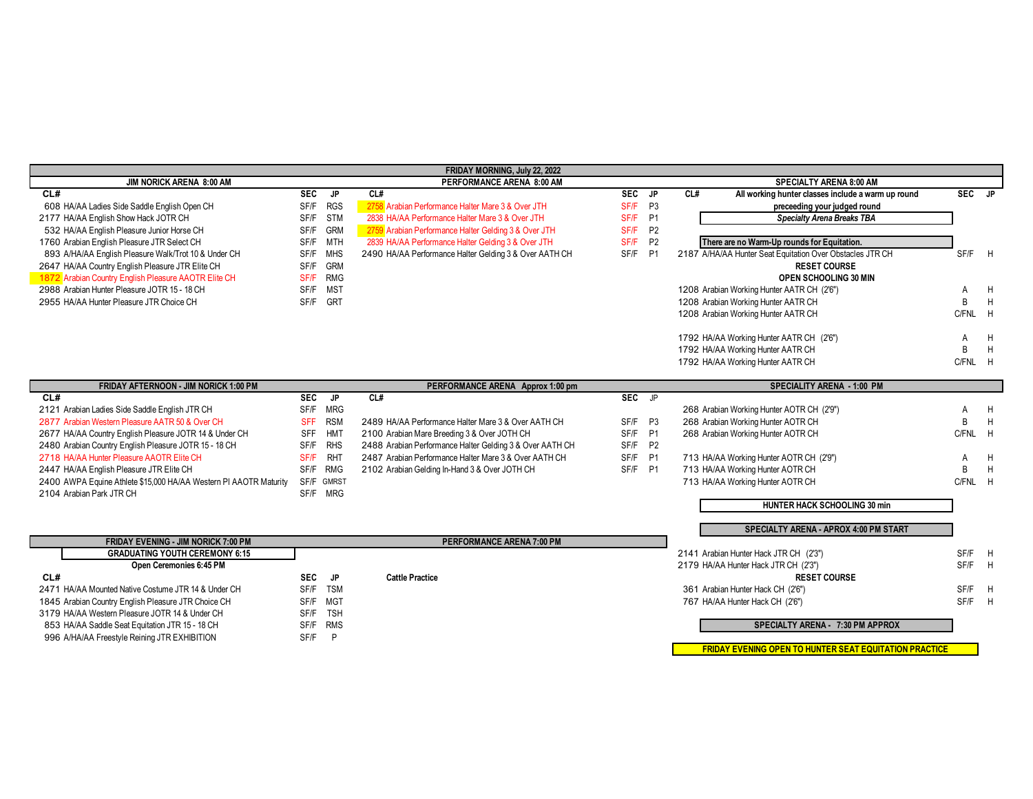# FRIDAY MORNING, July 22, 2022

## JIM NORICK ARENA 8:00 AM

| CL# | Class | SEC | JP |
|---|---|---|---|
| 608 | HA/AA Ladies Side Saddle English Open CH | SF/F | RGS |
| 2177 | HA/AA English Show Hack JOTR CH | SF/F | STM |
| 532 | HA/AA English Pleasure Junior Horse CH | SF/F | GRM |
| 1760 | Arabian English Pleasure JTR Select CH | SF/F | MTH |
| 893 | A/HA/AA English Pleasure Walk/Trot 10 & Under CH | SF/F | MHS |
| 2647 | HA/AA Country English Pleasure JTR Elite CH | SF/F | GRM |
| 1872 | Arabian Country English Pleasure AAOTR Elite CH | SF/F | RMG |
| 2988 | Arabian Hunter Pleasure JOTR 15 - 18 CH | SF/F | MST |
| 2955 | HA/AA Hunter Pleasure JTR Choice CH | SF/F | GRT |

## PERFORMANCE ARENA 8:00 AM

| CL# | Class | SEC | JP |
|---|---|---|---|
| 2758 | Arabian Performance Halter Mare 3 & Over JTH | SF/F | P3 |
| 2838 | HA/AA Performance Halter Mare 3 & Over JTH | SF/F | P1 |
| 2759 | Arabian Performance Halter Gelding 3 & Over JTH | SF/F | P2 |
| 2839 | HA/AA Performance Halter Gelding 3 & Over JTH | SF/F | P2 |
| 2490 | HA/AA Performance Halter Gelding 3 & Over AATH CH | SF/F | P1 |

## SPECIALTY ARENA 8:00 AM

All working hunter classes include a warm up round preceeding your judged round

***Specialty Arena Breaks TBA***

**There are no Warm-Up rounds for Equitation.**

| CL# | Class | SEC | JP |
|---|---|---|---|
| 2187 | A/HA/AA Hunter Seat Equitation Over Obstacles JTR CH | SF/F | H |
| | **RESET COURSE** | | |
| | **OPEN SCHOOLING 30 MIN** | | |
| 1208 | Arabian Working Hunter AATR CH (2'6") | A | H |
| 1208 | Arabian Working Hunter AATR CH | B | H |
| 1208 | Arabian Working Hunter AATR CH | C/FNL | H |
| 1792 | HA/AA Working Hunter AATR CH (2'6") | A | H |
| 1792 | HA/AA Working Hunter AATR CH | B | H |
| 1792 | HA/AA Working Hunter AATR CH | C/FNL | H |

# FRIDAY AFTERNOON

## JIM NORICK 1:00 PM

| CL# | Class | SEC | JP |
|---|---|---|---|
| 2121 | Arabian Ladies Side Saddle English JTR CH | SF/F | MRG |
| 2877 | Arabian Western Pleasure AATR 50 & Over CH | SFF | RSM |
| 2677 | HA/AA Country English Pleasure JOTR 14 & Under CH | SFF | HMT |
| 2480 | Arabian Country English Pleasure JOTR 15 - 18 CH | SF/F | RHS |
| 2718 | HA/AA Hunter Pleasure AAOTR Elite CH | SF/F | RHT |
| 2447 | HA/AA English Pleasure JTR Elite CH | SF/F | RMG |
| 2400 | AWPA Equine Athlete $15,000 HA/AA Western Pl AAOTR Maturity | SF/F | GMRST |
| 2104 | Arabian Park JTR CH | SF/F | MRG |

## PERFORMANCE ARENA Approx 1:00 pm

| CL# | Class | SEC | JP |
|---|---|---|---|
| 2489 | HA/AA Performance Halter Mare 3 & Over AATH CH | SF/F | P3 |
| 2100 | Arabian Mare Breeding 3 & Over JOTH CH | SF/F | P1 |
| 2488 | Arabian Performance Halter Gelding 3 & Over AATH CH | SF/F | P2 |
| 2487 | Arabian Performance Halter Mare 3 & Over AATH CH | SF/F | P1 |
| 2102 | Arabian Gelding In-Hand 3 & Over JOTH CH | SF/F | P1 |

## SPECIALITY ARENA - 1:00 PM

| CL# | Class | SEC | JP |
|---|---|---|---|
| 268 | Arabian Working Hunter AOTR CH (2'9") | A | H |
| 268 | Arabian Working Hunter AOTR CH | B | H |
| 268 | Arabian Working Hunter AOTR CH | C/FNL | H |
| 713 | HA/AA Working Hunter AOTR CH (2'9") | A | H |
| 713 | HA/AA Working Hunter AOTR CH | B | H |
| 713 | HA/AA Working Hunter AOTR CH | C/FNL | H |

**HUNTER HACK SCHOOLING 30 min**

## SPECIALTY ARENA - APROX 4:00 PM START

| CL# | Class | SEC | JP |
|---|---|---|---|
| 2141 | Arabian Hunter Hack JTR CH (2'3") | SF/F | H |
| 2179 | HA/AA Hunter Hack JTR CH (2'3") | SF/F | H |
| | **RESET COURSE** | | |
| 361 | Arabian Hunter Hack CH (2'6") | SF/F | H |
| 767 | HA/AA Hunter Hack CH (2'6") | SF/F | H |

# FRIDAY EVENING

## JIM NORICK 7:00 PM

**GRADUATING YOUTH CEREMONY 6:15**

**Open Ceremonies 6:45 PM**

| CL# | Class | SEC | JP |
|---|---|---|---|
| 2471 | HA/AA Mounted Native Costume JTR 14 & Under CH | SF/F | TSM |
| 1845 | Arabian Country English Pleasure JTR Choice CH | SF/F | MGT |
| 3179 | HA/AA Western Pleasure JOTR 14 & Under CH | SF/F | TSH |
| 853 | HA/AA Saddle Seat Equitation JTR 15 - 18 CH | SF/F | RMS |
| 996 | A/HA/AA Freestyle Reining JTR EXHIBITION | SF/F | P |

## PERFORMANCE ARENA 7:00 PM

**Cattle Practice**

## SPECIALTY ARENA - 7:30 PM APPROX

**FRIDAY EVENING OPEN TO HUNTER SEAT EQUITATION PRACTICE**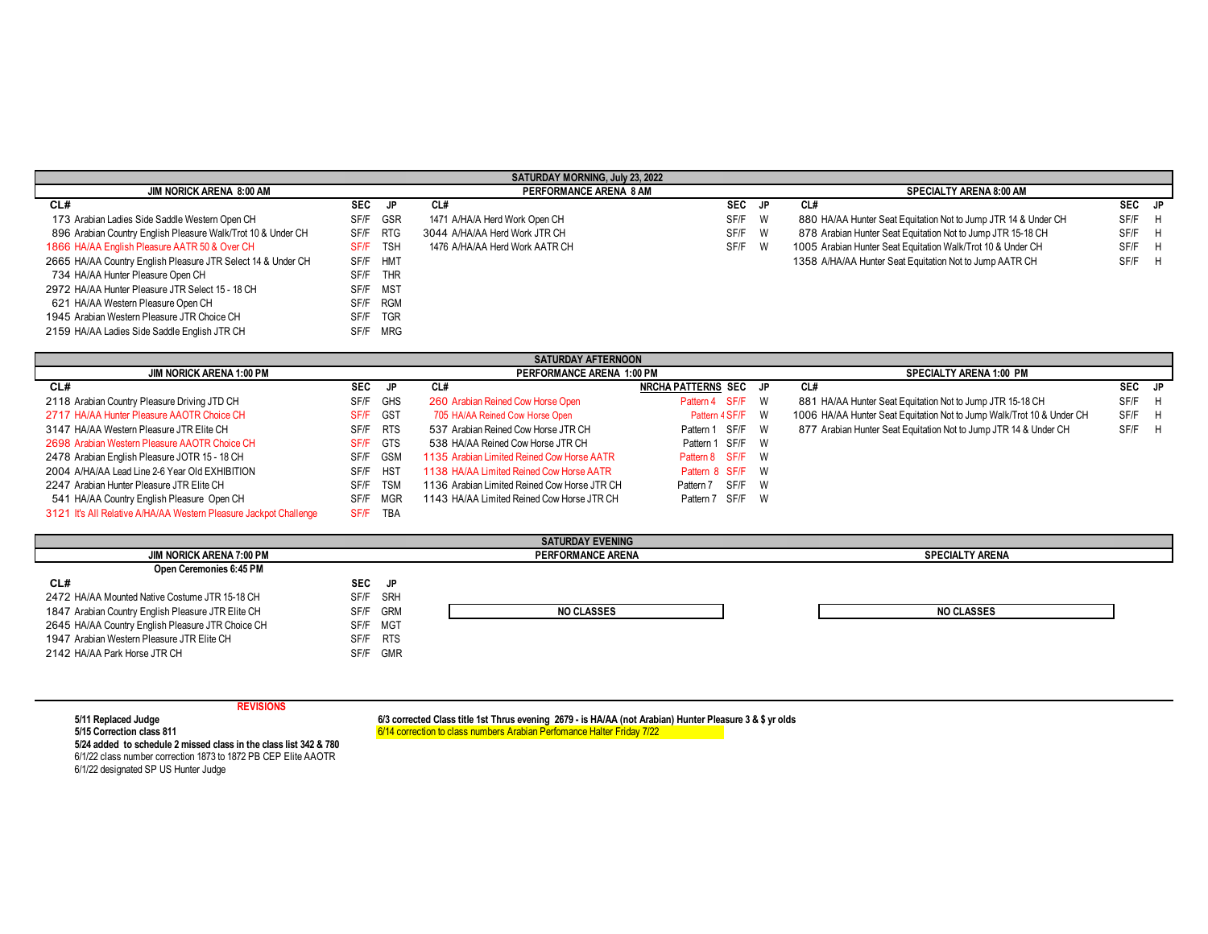## SATURDAY MORNING, July 23, 2022

### JIM NORICK ARENA 8:00 AM

| CL# | SEC | JP |
|---|---|---|
| 173 Arabian Ladies Side Saddle Western Open CH | SF/F | GSR |
| 896 Arabian Country English Pleasure Walk/Trot 10 & Under CH | SF/F | RTG |
| 1866 HA/AA English Pleasure AATR 50 & Over CH | SF/F | TSH |
| 2665 HA/AA Country English Pleasure JTR Select 14 & Under CH | SF/F | HMT |
| 734 HA/AA Hunter Pleasure Open CH | SF/F | THR |
| 2972 HA/AA Hunter Pleasure JTR Select 15 - 18 CH | SF/F | MST |
| 621 HA/AA Western Pleasure Open CH | SF/F | RGM |
| 1945 Arabian Western Pleasure JTR Choice CH | SF/F | TGR |
| 2159 HA/AA Ladies Side Saddle English JTR CH | SF/F | MRG |

### PERFORMANCE ARENA 8 AM

| CL# | SEC | JP |
|---|---|---|
| 1471 A/HA/A Herd Work Open CH | SF/F | W |
| 3044 A/HA/AA Herd Work JTR CH | SF/F | W |
| 1476 A/HA/AA Herd Work AATR CH | SF/F | W |

### SPECIALTY ARENA 8:00 AM

| CL# | SEC | JP |
|---|---|---|
| 880 HA/AA Hunter Seat Equitation Not to Jump JTR 14 & Under CH | SF/F | H |
| 878 Arabian Hunter Seat Equitation Not to Jump JTR 15-18 CH | SF/F | H |
| 1005 Arabian Hunter Seat Equitation Walk/Trot 10 & Under CH | SF/F | H |
| 1358 A/HA/AA Hunter Seat Equitation Not to Jump AATR CH | SF/F | H |

## SATURDAY AFTERNOON

### JIM NORICK ARENA 1:00 PM

| CL# | SEC | JP |
|---|---|---|
| 2118 Arabian Country Pleasure Driving JTD CH | SF/F | GHS |
| 2717 HA/AA Hunter Pleasure AAOTR Choice CH | SF/F | GST |
| 3147 HA/AA Western Pleasure JTR Elite CH | SF/F | RTS |
| 2698 Arabian Western Pleasure AAOTR Choice CH | SF/F | GTS |
| 2478 Arabian English Pleasure JOTR 15 - 18 CH | SF/F | GSM |
| 2004 A/HA/AA Lead Line 2-6 Year Old EXHIBITION | SF/F | HST |
| 2247 Arabian Hunter Pleasure JTR Elite CH | SF/F | TSM |
| 541 HA/AA Country English Pleasure Open CH | SF/F | MGR |
| 3121 It's All Relative A/HA/AA Western Pleasure Jackpot Challenge | SF/F | TBA |

### PERFORMANCE ARENA 1:00 PM

| CL# | NRCHA PATTERNS | SEC | JP |
|---|---|---|---|
| 260 Arabian Reined Cow Horse Open | Pattern 4 | SF/F | W |
| 705 HA/AA Reined Cow Horse Open | Pattern 4 | SF/F | W |
| 537 Arabian Reined Cow Horse JTR CH | Pattern 1 | SF/F | W |
| 538 HA/AA Reined Cow Horse JTR CH | Pattern 1 | SF/F | W |
| 1135 Arabian Limited Reined Cow Horse AATR | Pattern 8 | SF/F | W |
| 1138 HA/AA Limited Reined Cow Horse AATR | Pattern 8 | SF/F | W |
| 1136 Arabian Limited Reined Cow Horse JTR CH | Pattern 7 | SF/F | W |
| 1143 HA/AA Limited Reined Cow Horse JTR CH | Pattern 7 | SF/F | W |

### SPECIALTY ARENA 1:00 PM

| CL# | SEC | JP |
|---|---|---|
| 881 HA/AA Hunter Seat Equitation Not to Jump JTR 15-18 CH | SF/F | H |
| 1006 HA/AA Hunter Seat Equitation Not to Jump Walk/Trot 10 & Under CH | SF/F | H |
| 877 Arabian Hunter Seat Equitation Not to Jump JTR 14 & Under CH | SF/F | H |

## SATURDAY EVENING

### JIM NORICK ARENA 7:00 PM

**Open Ceremonies 6:45 PM**

| CL# | SEC | JP |
|---|---|---|
| 2472 HA/AA Mounted Native Costume JTR 15-18 CH | SF/F | SRH |
| 1847 Arabian Country English Pleasure JTR Elite CH | SF/F | GRM |
| 2645 HA/AA Country English Pleasure JTR Choice CH | SF/F | MGT |
| 1947 Arabian Western Pleasure JTR Elite CH | SF/F | RTS |
| 2142 HA/AA Park Horse JTR CH | SF/F | GMR |

### PERFORMANCE ARENA

**NO CLASSES**

### SPECIALTY ARENA

**NO CLASSES**

## REVISIONS

**5/11 Replaced Judge**
**5/15 Correction class 811**
**5/24 added to schedule 2 missed class in the class list 342 & 780**
6/1/22 class number correction 1873 to 1872 PB CEP Elite AAOTR
6/1/22 designated SP US Hunter Judge

**6/3 corrected Class title 1st Thrus evening 2679 - is HA/AA (not Arabian) Hunter Pleasure 3 & $ yr olds**
6/14 correction to class numbers Arabian Perfomance Halter Friday 7/22